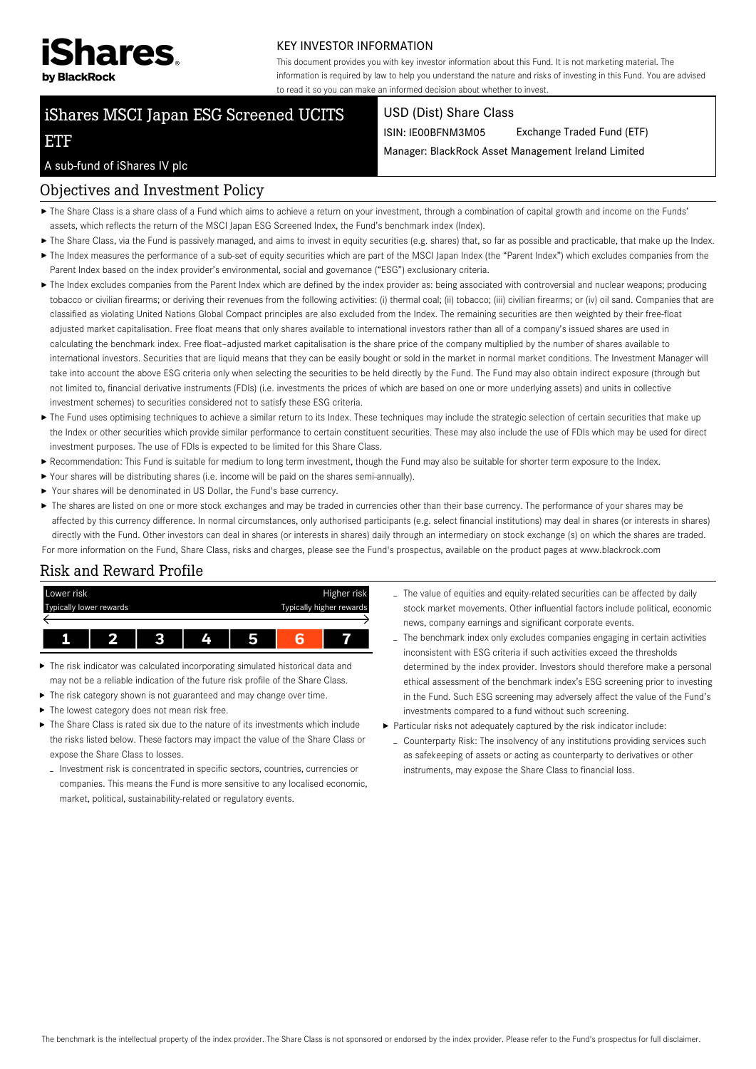iShares by BlackRock

KEY INVESTOR INFORMATION

This document provides you with key investor information about this Fund. It is not marketing material. The information is required by law to help you understand the nature and risks of investing in this Fund. You are advised to read it so you can make an informed decision about whether to invest.

# iShares MSCI Japan ESG Screened UCITS ETF

A sub-fund of iShares IV plc

USD (Dist) Share Class

ISIN: IE00BFNM3M05 Exchange Traded Fund (ETF)

Manager: BlackRock Asset Management Ireland Limited

## Objectives and Investment Policy

- The Share Class is a share class of a Fund which aims to achieve a return on your investment, through a combination of capital growth and income on the Funds' assets, which reflects the return of the MSCI Japan ESG Screened Index, the Fund's benchmark index (Index).
- The Share Class, via the Fund is passively managed, and aims to invest in equity securities (e.g. shares) that, so far as possible and practicable, make up the Index.
- The Index measures the performance of a sub-set of equity securities which are part of the MSCI Japan Index (the "Parent Index") which excludes companies from the Parent Index based on the index provider's environmental, social and governance ("ESG") exclusionary criteria.
- The Index excludes companies from the Parent Index which are defined by the index provider as: being associated with controversial and nuclear weapons; producing tobacco or civilian firearms; or deriving their revenues from the following activities: (i) thermal coal; (ii) tobacco; (iii) civilian firearms; or (iv) oil sand. Companies that are classified as violating United Nations Global Compact principles are also excluded from the Index. The remaining securities are then weighted by their free-float adjusted market capitalisation. Free float means that only shares available to international investors rather than all of a company's issued shares are used in calculating the benchmark index. Free float–adjusted market capitalisation is the share price of the company multiplied by the number of shares available to international investors. Securities that are liquid means that they can be easily bought or sold in the market in normal market conditions. The Investment Manager will take into account the above ESG criteria only when selecting the securities to be held directly by the Fund. The Fund may also obtain indirect exposure (through but not limited to, financial derivative instruments (FDIs) (i.e. investments the prices of which are based on one or more underlying assets) and units in collective investment schemes) to securities considered not to satisfy these ESG criteria.
- The Fund uses optimising techniques to achieve a similar return to its Index. These techniques may include the strategic selection of certain securities that make up the Index or other securities which provide similar performance to certain constituent securities. These may also include the use of FDIs which may be used for direct investment purposes. The use of FDIs is expected to be limited for this Share Class.
- Recommendation: This Fund is suitable for medium to long term investment, though the Fund may also be suitable for shorter term exposure to the Index.
- Your shares will be distributing shares (i.e. income will be paid on the shares semi-annually).
- Your shares will be denominated in US Dollar, the Fund's base currency.
- The shares are listed on one or more stock exchanges and may be traded in currencies other than their base currency. The performance of your shares may be affected by this currency difference. In normal circumstances, only authorised participants (e.g. select financial institutions) may deal in shares (or interests in shares) directly with the Fund. Other investors can deal in shares (or interests in shares) daily through an intermediary on stock exchange (s) on which the shares are traded.

For more information on the Fund, Share Class, risks and charges, please see the Fund's prospectus, available on the product pages at www.blackrock.com

## Risk and Reward Profile

| Lower risk | | | | | | Higher risk |
|---|---|---|---|---|---|---|
| Typically lower rewards | | | | | | Typically higher rewards |
| 1 | 2 | 3 | 4 | 5 | **6** | 7 |

- The risk indicator was calculated incorporating simulated historical data and may not be a reliable indication of the future risk profile of the Share Class.
- The risk category shown is not guaranteed and may change over time.
- The lowest category does not mean risk free.
- The Share Class is rated six due to the nature of its investments which include the risks listed below. These factors may impact the value of the Share Class or expose the Share Class to losses.
  - Investment risk is concentrated in specific sectors, countries, currencies or companies. This means the Fund is more sensitive to any localised economic, market, political, sustainability-related or regulatory events.
  - The value of equities and equity-related securities can be affected by daily stock market movements. Other influential factors include political, economic news, company earnings and significant corporate events.
  - The benchmark index only excludes companies engaging in certain activities inconsistent with ESG criteria if such activities exceed the thresholds determined by the index provider. Investors should therefore make a personal ethical assessment of the benchmark index's ESG screening prior to investing in the Fund. Such ESG screening may adversely affect the value of the Fund's investments compared to a fund without such screening.
- Particular risks not adequately captured by the risk indicator include:
  - Counterparty Risk: The insolvency of any institutions providing services such as safekeeping of assets or acting as counterparty to derivatives or other instruments, may expose the Share Class to financial loss.

The benchmark is the intellectual property of the index provider. The Share Class is not sponsored or endorsed by the index provider. Please refer to the Fund's prospectus for full disclaimer.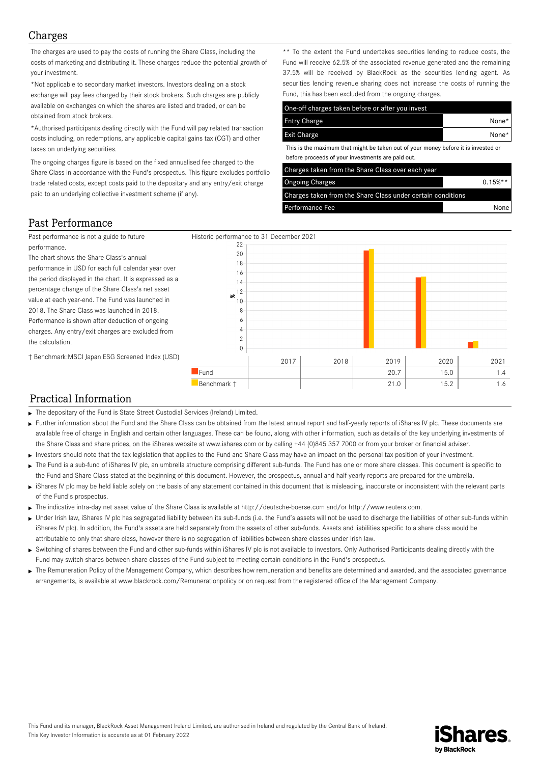## Charges

The charges are used to pay the costs of running the Share Class, including the costs of marketing and distributing it. These charges reduce the potential growth of your investment.

*Not applicable to secondary market investors. Investors dealing on a stock exchange will pay fees charged by their stock brokers. Such charges are publicly available on exchanges on which the shares are listed and traded, or can be obtained from stock brokers.

*Authorised participants dealing directly with the Fund will pay related transaction costs including, on redemptions, any applicable capital gains tax (CGT) and other taxes on underlying securities.

The ongoing charges figure is based on the fixed annualised fee charged to the Share Class in accordance with the Fund's prospectus. This figure excludes portfolio trade related costs, except costs paid to the depositary and any entry/exit charge paid to an underlying collective investment scheme (if any).

** To the extent the Fund undertakes securities lending to reduce costs, the Fund will receive 62.5% of the associated revenue generated and the remaining 37.5% will be received by BlackRock as the securities lending agent. As securities lending revenue sharing does not increase the costs of running the Fund, this has been excluded from the ongoing charges.

| One-off charges taken before or after you invest | |
|---|---|
| Entry Charge | None* |
| Exit Charge | None* |

This is the maximum that might be taken out of your money before it is invested or before proceeds of your investments are paid out.

| Charges taken from the Share Class over each year | |
|---|---|
| Ongoing Charges | 0.15%** |

| Charges taken from the Share Class under certain conditions | |
|---|---|
| Performance Fee | None |

## Past Performance

Past performance is not a guide to future performance.

The chart shows the Share Class's annual performance in USD for each full calendar year over the period displayed in the chart. It is expressed as a percentage change of the Share Class's net asset value at each year-end. The Fund was launched in 2018. The Share Class was launched in 2018.

Performance is shown after deduction of ongoing charges. Any entry/exit charges are excluded from the calculation.

† Benchmark:MSCI Japan ESG Screened Index (USD)

Historic performance to 31 December 2021

%

22
20
18
16
14
12
10
8
6
4
2
0

| | 2017 | 2018 | 2019 | 2020 | 2021 |
|---|---|---|---|---|---|
| Fund | | | 20.7 | 15.0 | 1.4 |
| Benchmark † | | | 21.0 | 15.2 | 1.6 |

## Practical Information

- The depositary of the Fund is State Street Custodial Services (Ireland) Limited.
- Further information about the Fund and the Share Class can be obtained from the latest annual report and half-yearly reports of iShares IV plc. These documents are available free of charge in English and certain other languages. These can be found, along with other information, such as details of the key underlying investments of the Share Class and share prices, on the iShares website at www.ishares.com or by calling +44 (0)845 357 7000 or from your broker or financial adviser.
- Investors should note that the tax legislation that applies to the Fund and Share Class may have an impact on the personal tax position of your investment.
- The Fund is a sub-fund of iShares IV plc, an umbrella structure comprising different sub-funds. The Fund has one or more share classes. This document is specific to the Fund and Share Class stated at the beginning of this document. However, the prospectus, annual and half-yearly reports are prepared for the umbrella.
- iShares IV plc may be held liable solely on the basis of any statement contained in this document that is misleading, inaccurate or inconsistent with the relevant parts of the Fund's prospectus.
- The indicative intra-day net asset value of the Share Class is available at http://deutsche-boerse.com and/or http://www.reuters.com.
- Under Irish law, iShares IV plc has segregated liability between its sub-funds (i.e. the Fund's assets will not be used to discharge the liabilities of other sub-funds within iShares IV plc). In addition, the Fund's assets are held separately from the assets of other sub-funds. Assets and liabilities specific to a share class would be attributable to only that share class, however there is no segregation of liabilities between share classes under Irish law.
- Switching of shares between the Fund and other sub-funds within iShares IV plc is not available to investors. Only Authorised Participants dealing directly with the Fund may switch shares between share classes of the Fund subject to meeting certain conditions in the Fund's prospectus.
- The Remuneration Policy of the Management Company, which describes how remuneration and benefits are determined and awarded, and the associated governance arrangements, is available at www.blackrock.com/Remunerationpolicy or on request from the registered office of the Management Company.

This Fund and its manager, BlackRock Asset Management Ireland Limited, are authorised in Ireland and regulated by the Central Bank of Ireland.
This Key Investor Information is accurate as at 01 February 2022

iShares by BlackRock